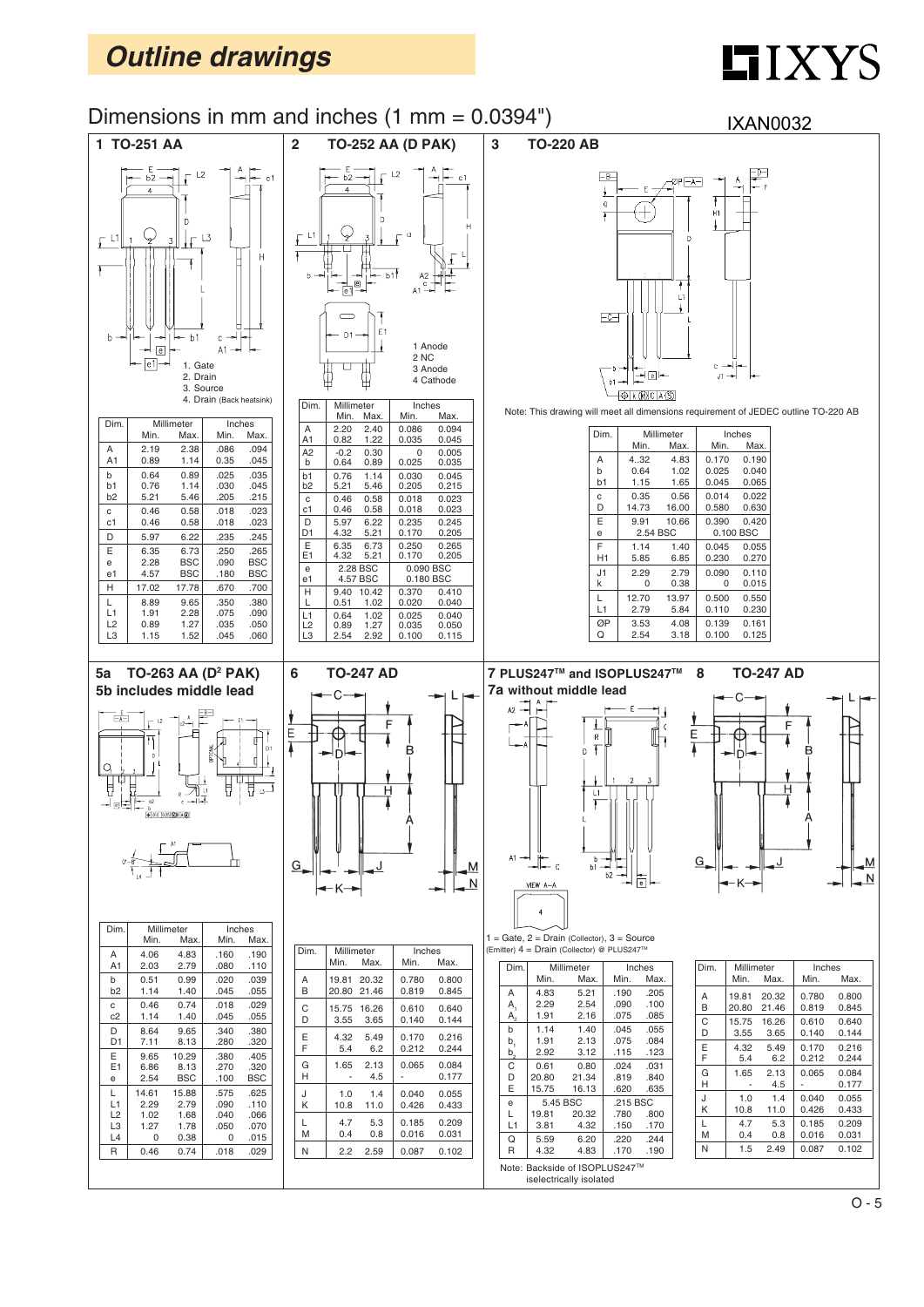# Outline drawings

IXYS

## Dimensions in mm and inches (1 mm = 0.0394")

IXAN0032

### 1 TO-251 AA

1. Gate
2. Drain
3. Source
4. Drain (Back heatsink)

| Dim. | Millimeter Min. | Millimeter Max. | Inches Min. | Inches Max. |
|---|---|---|---|---|
| A | 2.19 | 2.38 | .086 | .094 |
| A1 | 0.89 | 1.14 | 0.35 | .045 |
| b | 0.64 | 0.89 | .025 | .035 |
| b1 | 0.76 | 1.14 | .030 | .045 |
| b2 | 5.21 | 5.46 | .205 | .215 |
| c | 0.46 | 0.58 | .018 | .023 |
| c1 | 0.46 | 0.58 | .018 | .023 |
| D | 5.97 | 6.22 | .235 | .245 |
| E | 6.35 | 6.73 | .250 | .265 |
| e | 2.28 | BSC | .090 | BSC |
| e1 | 4.57 | BSC | .180 | BSC |
| H | 17.02 | 17.78 | .670 | .700 |
| L | 8.89 | 9.65 | .350 | .380 |
| L1 | 1.91 | 2.28 | .075 | .090 |
| L2 | 0.89 | 1.27 | .035 | .050 |
| L3 | 1.15 | 1.52 | .045 | .060 |

### 2 TO-252 AA (D PAK)

1 Anode
2 NC
3 Anode
4 Cathode

| Dim. | Millimeter Min. | Millimeter Max. | Inches Min. | Inches Max. |
|---|---|---|---|---|
| A | 2.20 | 2.40 | 0.086 | 0.094 |
| A1 | 0.82 | 1.22 | 0.035 | 0.045 |
| A2 | -0.2 | 0.30 | 0 | 0.005 |
| b | 0.64 | 0.89 | 0.025 | 0.035 |
| b1 | 0.76 | 1.14 | 0.030 | 0.045 |
| b2 | 5.21 | 5.46 | 0.205 | 0.215 |
| c | 0.46 | 0.58 | 0.018 | 0.023 |
| c1 | 0.46 | 0.58 | 0.018 | 0.023 |
| D | 5.97 | 6.22 | 0.235 | 0.245 |
| D1 | 4.32 | 5.21 | 0.170 | 0.205 |
| E | 6.35 | 6.73 | 0.250 | 0.265 |
| E1 | 4.32 | 5.21 | 0.170 | 0.205 |
| e | 2.28 BSC | | 0.090 BSC | |
| e1 | 4.57 BSC | | 0.180 BSC | |
| H | 9.40 | 10.42 | 0.370 | 0.410 |
| L | 0.51 | 1.02 | 0.020 | 0.040 |
| L1 | 0.64 | 1.02 | 0.025 | 0.040 |
| L2 | 0.89 | 1.27 | 0.035 | 0.050 |
| L3 | 2.54 | 2.92 | 0.100 | 0.115 |

### 3 TO-220 AB

Note: This drawing will meet all dimensions requirement of JEDEC outline TO-220 AB

| Dim. | Millimeter Min. | Millimeter Max. | Inches Min. | Inches Max. |
|---|---|---|---|---|
| A | 4..32 | 4.83 | 0.170 | 0.190 |
| b | 0.64 | 1.02 | 0.025 | 0.040 |
| b1 | 1.15 | 1.65 | 0.045 | 0.065 |
| c | 0.35 | 0.56 | 0.014 | 0.022 |
| D | 14.73 | 16.00 | 0.580 | 0.630 |
| E | 9.91 | 10.66 | 0.390 | 0.420 |
| e | 2.54 BSC | | 0.100 BSC | |
| F | 1.14 | 1.40 | 0.045 | 0.055 |
| H1 | 5.85 | 6.85 | 0.230 | 0.270 |
| J1 | 2.29 | 2.79 | 0.090 | 0.110 |
| k | 0 | 0.38 | 0 | 0.015 |
| L | 12.70 | 13.97 | 0.500 | 0.550 |
| L1 | 2.79 | 5.84 | 0.110 | 0.230 |
| ØP | 3.53 | 4.08 | 0.139 | 0.161 |
| Q | 2.54 | 3.18 | 0.100 | 0.125 |

### 5a TO-263 AA (D[2] PAK)

### 5b includes middle lead

| Dim. | Millimeter Min. | Millimeter Max. | Inches Min. | Inches Max. |
|---|---|---|---|---|
| A | 4.06 | 4.83 | .160 | .190 |
| A1 | 2.03 | 2.79 | .080 | .110 |
| b | 0.51 | 0.99 | .020 | .039 |
| b2 | 1.14 | 1.40 | .045 | .055 |
| c | 0.46 | 0.74 | .018 | .029 |
| c2 | 1.14 | 1.40 | .045 | .055 |
| D | 8.64 | 9.65 | .340 | .380 |
| D1 | 7.11 | 8.13 | .280 | .320 |
| E | 9.65 | 10.29 | .380 | .405 |
| E1 | 6.86 | 8.13 | .270 | .320 |
| e | 2.54 | BSC | .100 | BSC |
| L | 14.61 | 15.88 | .575 | .625 |
| L1 | 2.29 | 2.79 | .090 | .110 |
| L2 | 1.02 | 1.68 | .040 | .066 |
| L3 | 1.27 | 1.78 | .050 | .070 |
| L4 | 0 | 0.38 | 0 | .015 |
| R | 0.46 | 0.74 | .018 | .029 |

### 6 TO-247 AD

| Dim. | Millimeter Min. | Millimeter Max. | Inches Min. | Inches Max. |
|---|---|---|---|---|
| A | 19.81 | 20.32 | 0.780 | 0.800 |
| B | 20.80 | 21.46 | 0.819 | 0.845 |
| C | 15.75 | 16.26 | 0.610 | 0.640 |
| D | 3.55 | 3.65 | 0.140 | 0.144 |
| E | 4.32 | 5.49 | 0.170 | 0.216 |
| F | 5.4 | 6.2 | 0.212 | 0.244 |
| G | 1.65 | 2.13 | 0.065 | 0.084 |
| H | - | 4.5 | - | 0.177 |
| J | 1.0 | 1.4 | 0.040 | 0.055 |
| K | 10.8 | 11.0 | 0.426 | 0.433 |
| L | 4.7 | 5.3 | 0.185 | 0.209 |
| M | 0.4 | 0.8 | 0.016 | 0.031 |
| N | 2.2 | 2.59 | 0.087 | 0.102 |

### 7 PLUS247™ and ISOPLUS247™

### 7a without middle lead

1 = Gate, 2 = Drain (Collector), 3 = Source (Emitter) 4 = Drain (Collector) @ PLUS247™

| Dim. | Millimeter Min. | Millimeter Max. | Inches Min. | Inches Max. |
|---|---|---|---|---|
| A | 4.83 | 5.21 | .190 | .205 |
| $A_1$ | 2.29 | 2.54 | .090 | .100 |
| $A_2$ | 1.91 | 2.16 | .075 | .085 |
| b | 1.14 | 1.40 | .045 | .055 |
| $b_1$ | 1.91 | 2.13 | .075 | .084 |
| $b_2$ | 2.92 | 3.12 | .115 | .123 |
| C | 0.61 | 0.80 | .024 | .031 |
| D | 20.80 | 21.34 | .819 | .840 |
| E | 15.75 | 16.13 | .620 | .635 |
| e | 5.45 BSC | | .215 BSC | |
| L | 19.81 | 20.32 | .780 | .800 |
| L1 | 3.81 | 4.32 | .150 | .170 |
| Q | 5.59 | 6.20 | .220 | .244 |
| R | 4.32 | 4.83 | .170 | .190 |

Note: Backside of ISOPLUS247™ iselectrically isolated

### 8 TO-247 AD

| Dim. | Millimeter Min. | Millimeter Max. | Inches Min. | Inches Max. |
|---|---|---|---|---|
| A | 19.81 | 20.32 | 0.780 | 0.800 |
| B | 20.80 | 21.46 | 0.819 | 0.845 |
| C | 15.75 | 16.26 | 0.610 | 0.640 |
| D | 3.55 | 3.65 | 0.140 | 0.144 |
| E | 4.32 | 5.49 | 0.170 | 0.216 |
| F | 5.4 | 6.2 | 0.212 | 0.244 |
| G | 1.65 | 2.13 | 0.065 | 0.084 |
| H | - | 4.5 | - | 0.177 |
| J | 1.0 | 1.4 | 0.040 | 0.055 |
| K | 10.8 | 11.0 | 0.426 | 0.433 |
| L | 4.7 | 5.3 | 0.185 | 0.209 |
| M | 0.4 | 0.8 | 0.016 | 0.031 |
| N | 1.5 | 2.49 | 0.087 | 0.102 |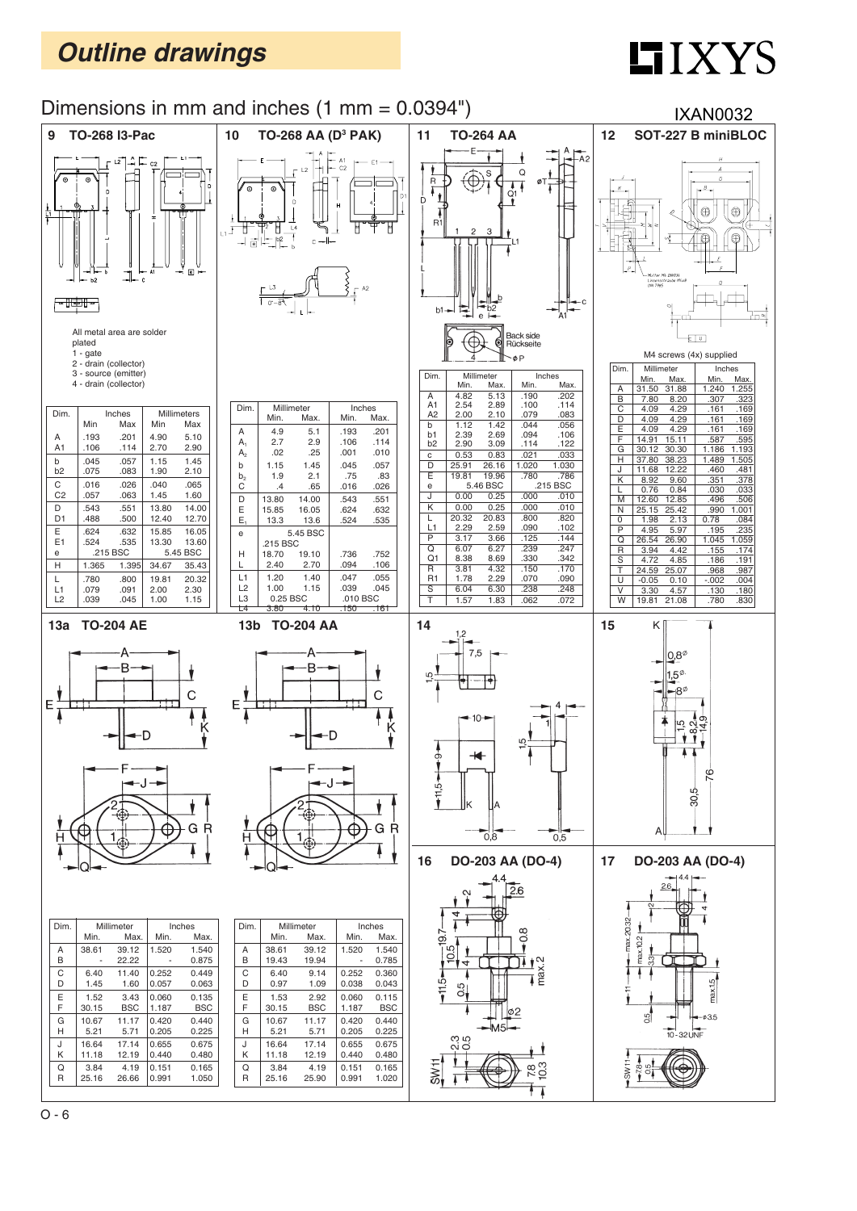# Outline drawings

IXYS

## Dimensions in mm and inches (1 mm = 0.0394")

IXAN0032

### 9 TO-268 I3-Pac

All metal area are solder plated
1 - gate
2 - drain (collector)
3 - source (emitter)
4 - drain (collector)

| Dim. | Inches | | Millimeters | |
|---|---|---|---|---|
| | Min | Max | Min | Max |
| A | .193 | .201 | 4.90 | 5.10 |
| A1 | .106 | .114 | 2.70 | 2.90 |
| b | .045 | .057 | 1.15 | 1.45 |
| b2 | .075 | .083 | 1.90 | 2.10 |
| C | .016 | .026 | .040 | .065 |
| C2 | .057 | .063 | 1.45 | 1.60 |
| D | .543 | .551 | 13.80 | 14.00 |
| D1 | .488 | .500 | 12.40 | 12.70 |
| E | .624 | .632 | 15.85 | 16.05 |
| E1 | .524 | .535 | 13.30 | 13.60 |
| e | .215 BSC | | 5.45 BSC | |
| H | 1.365 | 1.395 | 34.67 | 35.43 |
| L | .780 | .800 | 19.81 | 20.32 |
| L1 | .079 | .091 | 2.00 | 2.30 |
| L2 | .039 | .045 | 1.00 | 1.15 |

### 10 TO-268 AA (D³ PAK)

| Dim. | Millimeter | | Inches | |
|---|---|---|---|---|
| | Min. | Max. | Min. | Max. |
| A | 4.9 | 5.1 | .193 | .201 |
| $A_1$ | 2.7 | 2.9 | .106 | .114 |
| $A_2$ | .02 | .25 | .001 | .010 |
| b | 1.15 | 1.45 | .045 | .057 |
| $b_2$ | 1.9 | 2.1 | .75 | .83 |
| C | .4 | .65 | .016 | .026 |
| D | 13.80 | 14.00 | .543 | .551 |
| E | 15.85 | 16.05 | .624 | .632 |
| $E_1$ | 13.3 | 13.6 | .524 | .535 |
| e | 5.45 BSC | | .215 BSC | |
| H | 18.70 | 19.10 | .736 | .752 |
| L | 2.40 | 2.70 | .094 | .106 |
| L1 | 1.20 | 1.40 | .047 | .055 |
| L2 | 1.00 | 1.15 | .039 | .045 |
| L3 | 0.25 BSC | | .010 BSC | |
| L4 | 3.80 | 4.10 | .150 | .161 |

### 11 TO-264 AA

Back side
Rückseite

| Dim. | Millimeter | | Inches | |
|---|---|---|---|---|
| | Min. | Max. | Min. | Max. |
| A | 4.82 | 5.13 | .190 | .202 |
| A1 | 2.54 | 2.89 | .100 | .114 |
| A2 | 2.00 | 2.10 | .079 | .083 |
| b | 1.12 | 1.42 | .044 | .056 |
| b1 | 2.39 | 2.69 | .094 | .106 |
| b2 | 2.90 | 3.09 | .114 | .122 |
| c | 0.53 | 0.83 | .021 | .033 |
| D | 25.91 | 26.16 | 1.020 | 1.030 |
| E | 19.81 | 19.96 | .780 | .786 |
| e | 5.46 BSC | | .215 BSC | |
| J | 0.00 | 0.25 | .000 | .010 |
| K | 0.00 | 0.25 | .000 | .010 |
| L | 20.32 | 20.83 | .800 | .820 |
| L1 | 2.29 | 2.59 | .090 | .102 |
| P | 3.17 | 3.66 | .125 | .144 |
| Q | 6.07 | 6.27 | .239 | .247 |
| Q1 | 8.38 | 8.69 | .330 | .342 |
| R | 3.81 | 4.32 | .150 | .170 |
| R1 | 1.78 | 2.29 | .070 | .090 |
| S | 6.04 | 6.30 | .238 | .248 |
| T | 1.57 | 1.83 | .062 | .072 |

### 12 SOT-227 B miniBLOC

M4 screws (4x) supplied

| Dim. | Millimeter | | Inches | |
|---|---|---|---|---|
| | Min. | Max. | Min. | Max. |
| A | 31.50 | 31.88 | 1.240 | 1.255 |
| B | 7.80 | 8.20 | .307 | .323 |
| C | 4.09 | 4.29 | .161 | .169 |
| D | 4.09 | 4.29 | .161 | .169 |
| E | 4.09 | 4.29 | .161 | .169 |
| F | 14.91 | 15.11 | .587 | .595 |
| G | 30.12 | 30.30 | 1.186 | 1.193 |
| H | 37.80 | 38.23 | 1.489 | 1.505 |
| J | 11.68 | 12.22 | .460 | .481 |
| K | 8.92 | 9.60 | .351 | .378 |
| L | 0.76 | 0.84 | .030 | .033 |
| M | 12.60 | 12.85 | .496 | .506 |
| N | 25.15 | 25.42 | .990 | 1.001 |
| O | 1.98 | 2.13 | 0.78 | .084 |
| P | 4.95 | 5.97 | .195 | .235 |
| Q | 26.54 | 26.90 | 1.045 | 1.059 |
| R | 3.94 | 4.42 | .155 | .174 |
| S | 4.72 | 4.85 | .186 | .191 |
| T | 24.59 | 25.07 | .968 | .987 |
| U | -0.05 | 0.10 | -.002 | .004 |
| V | 3.30 | 4.57 | .130 | .180 |
| W | 19.81 | 21.08 | .780 | .830 |

### 13a TO-204 AE

| Dim. | Millimeter | | Inches | |
|---|---|---|---|---|
| | Min. | Max. | Min. | Max. |
| A | 38.61 | 39.12 | 1.520 | 1.540 |
| B | - | 22.22 | - | 0.875 |
| C | 6.40 | 11.40 | 0.252 | 0.449 |
| D | 1.45 | 1.60 | 0.057 | 0.063 |
| E | 1.52 | 3.43 | 0.060 | 0.135 |
| F | 30.15 | BSC | 1.187 | BSC |
| G | 10.67 | 11.17 | 0.420 | 0.440 |
| H | 5.21 | 5.71 | 0.205 | 0.225 |
| J | 16.64 | 17.14 | 0.655 | 0.675 |
| K | 11.18 | 12.19 | 0.440 | 0.480 |
| Q | 3.84 | 4.19 | 0.151 | 0.165 |
| R | 25.16 | 26.66 | 0.991 | 1.050 |

### 13b TO-204 AA

| Dim. | Millimeter | | Inches | |
|---|---|---|---|---|
| | Min. | Max. | Min. | Max. |
| A | 38.61 | 39.12 | 1.520 | 1.540 |
| B | 19.43 | 19.94 | - | 0.785 |
| C | 6.40 | 9.14 | 0.252 | 0.360 |
| D | 0.97 | 1.09 | 0.038 | 0.043 |
| E | 1.53 | 2.92 | 0.060 | 0.115 |
| F | 30.15 | BSC | 1.187 | BSC |
| G | 10.67 | 11.17 | 0.420 | 0.440 |
| H | 5.21 | 5.71 | 0.205 | 0.225 |
| J | 16.64 | 17.14 | 0.655 | 0.675 |
| K | 11.18 | 12.19 | 0.440 | 0.480 |
| Q | 3.84 | 4.19 | 0.151 | 0.165 |
| R | 25.16 | 25.90 | 0.991 | 1.020 |

### 14

### 15

### 16 DO-203 AA (DO-4)

### 17 DO-203 AA (DO-4)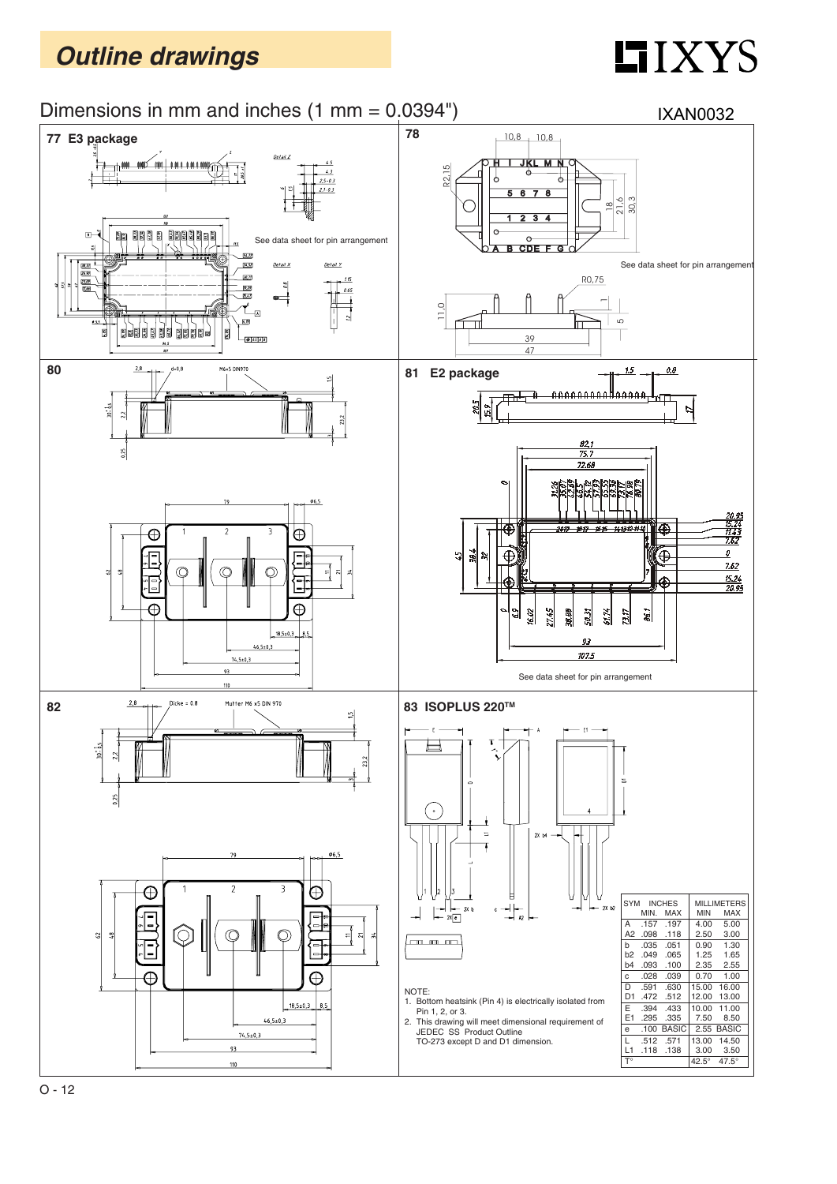# Outline drawings

## Dimensions in mm and inches (1 mm = 0.0394")

IXAN0032

### 77 E3 package

See data sheet for pin arrangement

### 78

See data sheet for pin arrangement

### 80

### 81 E2 package

See data sheet for pin arrangement

### 82

### 83 ISOPLUS 220™

NOTE:
1. Bottom heatsink (Pin 4) is electrically isolated from Pin 1, 2, or 3.
2. This drawing will meet dimensional requirement of JEDEC SS Product Outline TO-273 except D and D1 dimension.

| SYM | INCHES MIN. | INCHES MAX | MILLIMETERS MIN | MILLIMETERS MAX |
|---|---|---|---|---|
| A | .157 | .197 | 4.00 | 5.00 |
| A2 | .098 | .118 | 2.50 | 3.00 |
| b | .035 | .051 | 0.90 | 1.30 |
| b2 | .049 | .065 | 1.25 | 1.65 |
| b4 | .093 | .100 | 2.35 | 2.55 |
| c | .028 | .039 | 0.70 | 1.00 |
| D | .591 | .630 | 15.00 | 16.00 |
| D1 | .472 | .512 | 12.00 | 13.00 |
| E | .394 | .433 | 10.00 | 11.00 |
| E1 | .295 | .335 | 7.50 | 8.50 |
| e | .100 BASIC | | 2.55 BASIC | |
| L | .512 | .571 | 13.00 | 14.50 |
| L1 | .118 | .138 | 3.00 | 3.50 |
| T° | | | 42.5° | 47.5° |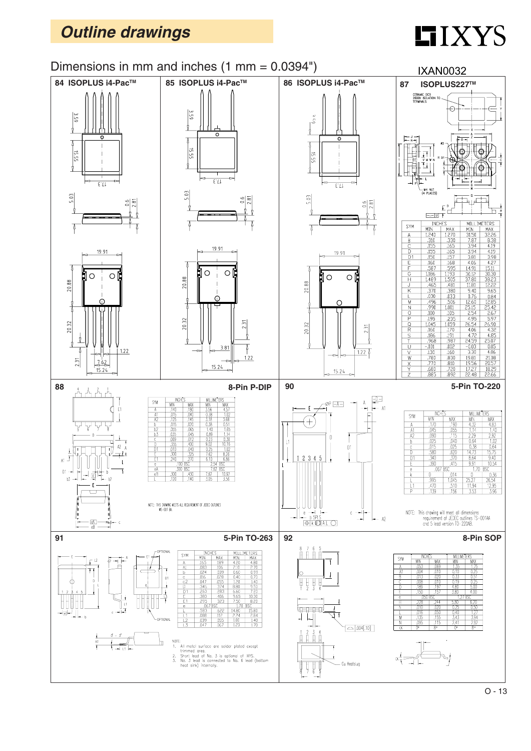# Outline drawings

Dimensions in mm and inches (1 mm = 0.0394")

IXAN0032

## 84 ISOPLUS i4-Pac™

## 85 ISOPLUS i4-Pac™

## 86 ISOPLUS i4-Pac™

## 87 ISOPLUS227™

CERAMIC DCB 2500V ISOLATION TO TERMINALS

M4 NUT (4 PLACES)

| SYM | INCHES MIN | INCHES MAX | MILLIMETERS MIN | MILLIMETERS MAX |
|---|---|---|---|---|
| A | 1.240 | 1.270 | 31.50 | 32.26 |
| B | .310 | .330 | 7.87 | 8.38 |
| C | .155 | .165 | 3.94 | 4.19 |
| D | .155 | .165 | 3.94 | 4.19 |
| D1 | .150 | .157 | 3.81 | 3.98 |
| E | .160 | .168 | 4.06 | 4.27 |
| F | .587 | .595 | 14.91 | 15.11 |
| G | 1.186 | 1.193 | 30.12 | 30.30 |
| H | 1.489 | 1.505 | 37.80 | 38.23 |
| J | .465 | .481 | 11.81 | 12.22 |
| K | .370 | .380 | 9.40 | 9.65 |
| L | .030 | .033 | 0.76 | 0.84 |
| M | .496 | .506 | 12.60 | 12.85 |
| N | .990 | 1.001 | 25.15 | 25.42 |
| O | .100 | .105 | 2.54 | 2.67 |
| P | .195 | .235 | 4.95 | 5.97 |
| Q | 1.045 | 1.059 | 26.54 | 26.90 |
| R | .160 | .170 | 4.06 | 4.32 |
| S | .186 | .191 | 4.72 | 4.85 |
| T | .968 | .987 | 24.59 | 25.07 |
| U | -.001 | .002 | -0.03 | 0.05 |
| V | .130 | .160 | 3.30 | 4.06 |
| W | .780 | .830 | 19.81 | 21.08 |
| X | .770 | .810 | 19.56 | 20.57 |
| Y | .680 | .720 | 17.27 | 18.29 |
| Z | .885 | .892 | 22.48 | 22.66 |

## 88 8-Pin P-DIP

| SYM | INCHES MIN | INCHES MAX | MILLIMETERS MIN | MILLIMETERS MAX |
|---|---|---|---|---|
| A | .140 | .180 | 3.56 | 4.57 |
| A1 | .015 | .040 | 0.38 | 1.02 |
| A2 | .125 | .145 | 3.18 | 3.68 |
| b | .015 | .020 | 0.38 | 0.51 |
| b2 | .055 | .065 | 1.40 | 1.65 |
| b3 | .035 | .045 | 0.89 | 1.14 |
| c | .009 | .012 | 0.23 | 0.30 |
| D | .355 | .400 | 9.02 | 10.16 |
| D1 | .010 | .040 | 0.25 | 1.02 |
| E | .300 | .325 | 7.62 | 8.26 |
| E1 | .240 | .270 | 6.10 | 6.86 |
| e | .100 BSC | | 2.54 BSC | |
| eA | .300 BSC | | 7.62 BSC | |
| eB | .300 | .430 | 7.62 | 10.92 |
| L | .120 | .140 | 3.05 | 3.56 |

NOTE: THIS DRAWING MEETS ALL REQUIREMENT OF JEDEC OUTLINES MS-001 BA

## 90 5-Pin TO-220

| SYM | INCHES MIN | INCHES MAX | MILLIMETERS MIN | MILLIMETERS MAX |
|---|---|---|---|---|
| A | .170 | .190 | 4.32 | 4.83 |
| A1 | .045 | .055 | 1.14 | 1.40 |
| A2 | .090 | .115 | 2.29 | 2.92 |
| b | .025 | .040 | 0.64 | 1.02 |
| c | .015 | .025 | 0.38 | 0.64 |
| D | .580 | .620 | 14.73 | 15.75 |
| D1 | .340 | .370 | 8.64 | 9.40 |
| E | .390 | .415 | 9.91 | 10.54 |
| e | .067 BSC | | 1.70 BSC | |
| k | 0 | .014 | 0 | 0.36 |
| L | .995 | 1.045 | 25.27 | 26.54 |
| L1 | .470 | .510 | 11.94 | 12.95 |
| P | .139 | .156 | 3.53 | 3.96 |

NOTE: This drawing will meet all dimensions requirement of JEDEC outlines TS-001AA and 5 lead version TO-220AB.

## 91 5-Pin TO-263

| SYM | INCHES MIN | INCHES MAX | MILLIMETERS MIN | MILLIMETERS MAX |
|---|---|---|---|---|
| A | .165 | .189 | 4.20 | 4.80 |
| A1 | .083 | .106 | 2.10 | 2.70 |
| b | .024 | .039 | 0.60 | 0.99 |
| c | .016 | .028 | 0.40 | 0.70 |
| c2 | .047 | .055 | 1.20 | 1.40 |
| D | .346 | .374 | 8.80 | 9.50 |
| D1 | .260 | .283 | 6.60 | 7.20 |
| E | .380 | .406 | 9.65 | 10.30 |
| E1 | .295 | .323 | 7.50 | 8.20 |
| e | .067 BSC | | 1.70 BSC | |
| L | .583 | .622 | 14.80 | 15.80 |
| L1 | .088 | .112 | 2.24 | 2.84 |
| L2 | .039 | .055 | 1.00 | 1.40 |
| L3 | .047 | .067 | 1.20 | 1.70 |

NOTE:
1. All metal surface are solder plated except trimmed area.
2. Short lead of No. 3 is optional of IXYS.
3. No. 3 lead is connected to No. 6 lead (bottom heat sink) internally.

## 92 8-Pin SOP

| SYM | INCHES MIN | INCHES MAX | MILLIMETERS MIN | MILLIMETERS MAX |
|---|---|---|---|---|
| A | .053 | .069 | 1.35 | 1.75 |
| A1 | .004 | .010 | 0.10 | 0.25 |
| B | .013 | .020 | 0.33 | 0.51 |
| C | .008 | .010 | 0.19 | 0.25 |
| D | .189 | .197 | 4.80 | 5.00 |
| E | .150 | .157 | 3.80 | 4.00 |
| e | .050 BSC | | 1.27 BSC | |
| H | .228 | .244 | 5.80 | 6.20 |
| h | .010 | .020 | 0.25 | 0.50 |
| L | .016 | .050 | 0.40 | 1.27 |
| M | .135 | .155 | 3.43 | 3.94 |
| N | .095 | .115 | 2.41 | 2.92 |
| α | 0° | 8° | 0° | 8° |

Cu Heatslug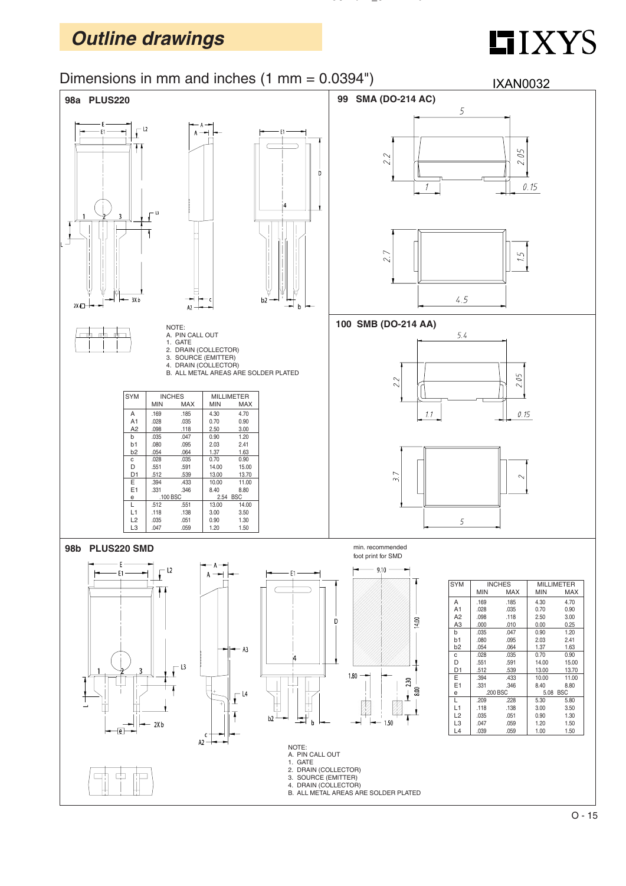# Outline drawings

Dimensions in mm and inches (1 mm = 0.0394")

IXAN0032

## 98a PLUS220

NOTE:
A. PIN CALL OUT
1. GATE
2. DRAIN (COLLECTOR)
3. SOURCE (EMITTER)
4. DRAIN (COLLECTOR)
B. ALL METAL AREAS ARE SOLDER PLATED

| SYM | INCHES | | MILLIMETER | |
|---|---|---|---|---|
| | MIN | MAX | MIN | MAX |
| A | .169 | .185 | 4.30 | 4.70 |
| A1 | .028 | .035 | 0.70 | 0.90 |
| A2 | .098 | .118 | 2.50 | 3.00 |
| b | .035 | .047 | 0.90 | 1.20 |
| b1 | .080 | .095 | 2.03 | 2.41 |
| b2 | .054 | .064 | 1.37 | 1.63 |
| c | .028 | .035 | 0.70 | 0.90 |
| D | .551 | .591 | 14.00 | 15.00 |
| D1 | .512 | .539 | 13.00 | 13.70 |
| E | .394 | .433 | 10.00 | 11.00 |
| E1 | .331 | .346 | 8.40 | 8.80 |
| e | .100 BSC | | 2.54 BSC | |
| L | .512 | .551 | 13.00 | 14.00 |
| L1 | .118 | .138 | 3.00 | 3.50 |
| L2 | .035 | .051 | 0.90 | 1.30 |
| L3 | .047 | .059 | 1.20 | 1.50 |

## 99 SMA (DO-214 AC)

## 100 SMB (DO-214 AA)

## 98b PLUS220 SMD

min. recommended foot print for SMD

NOTE:
A. PIN CALL OUT
1. GATE
2. DRAIN (COLLECTOR)
3. SOURCE (EMITTER)
4. DRAIN (COLLECTOR)
B. ALL METAL AREAS ARE SOLDER PLATED

| SYM | INCHES | | MILLIMETER | |
|---|---|---|---|---|
| | MIN | MAX | MIN | MAX |
| A | .169 | .185 | 4.30 | 4.70 |
| A1 | .028 | .035 | 0.70 | 0.90 |
| A2 | .098 | .118 | 2.50 | 3.00 |
| A3 | .000 | .010 | 0.00 | 0.25 |
| b | .035 | .047 | 0.90 | 1.20 |
| b1 | .080 | .095 | 2.03 | 2.41 |
| b2 | .054 | .064 | 1.37 | 1.63 |
| c | .028 | .035 | 0.70 | 0.90 |
| D | .551 | .591 | 14.00 | 15.00 |
| D1 | .512 | .539 | 13.00 | 13.70 |
| E | .394 | .433 | 10.00 | 11.00 |
| E1 | .331 | .346 | 8.40 | 8.80 |
| e | .200 BSC | | 5.08 BSC | |
| L | .209 | .228 | 5.30 | 5.80 |
| L1 | .118 | .138 | 3.00 | 3.50 |
| L2 | .035 | .051 | 0.90 | 1.30 |
| L3 | .047 | .059 | 1.20 | 1.50 |
| L4 | .039 | .059 | 1.00 | 1.50 |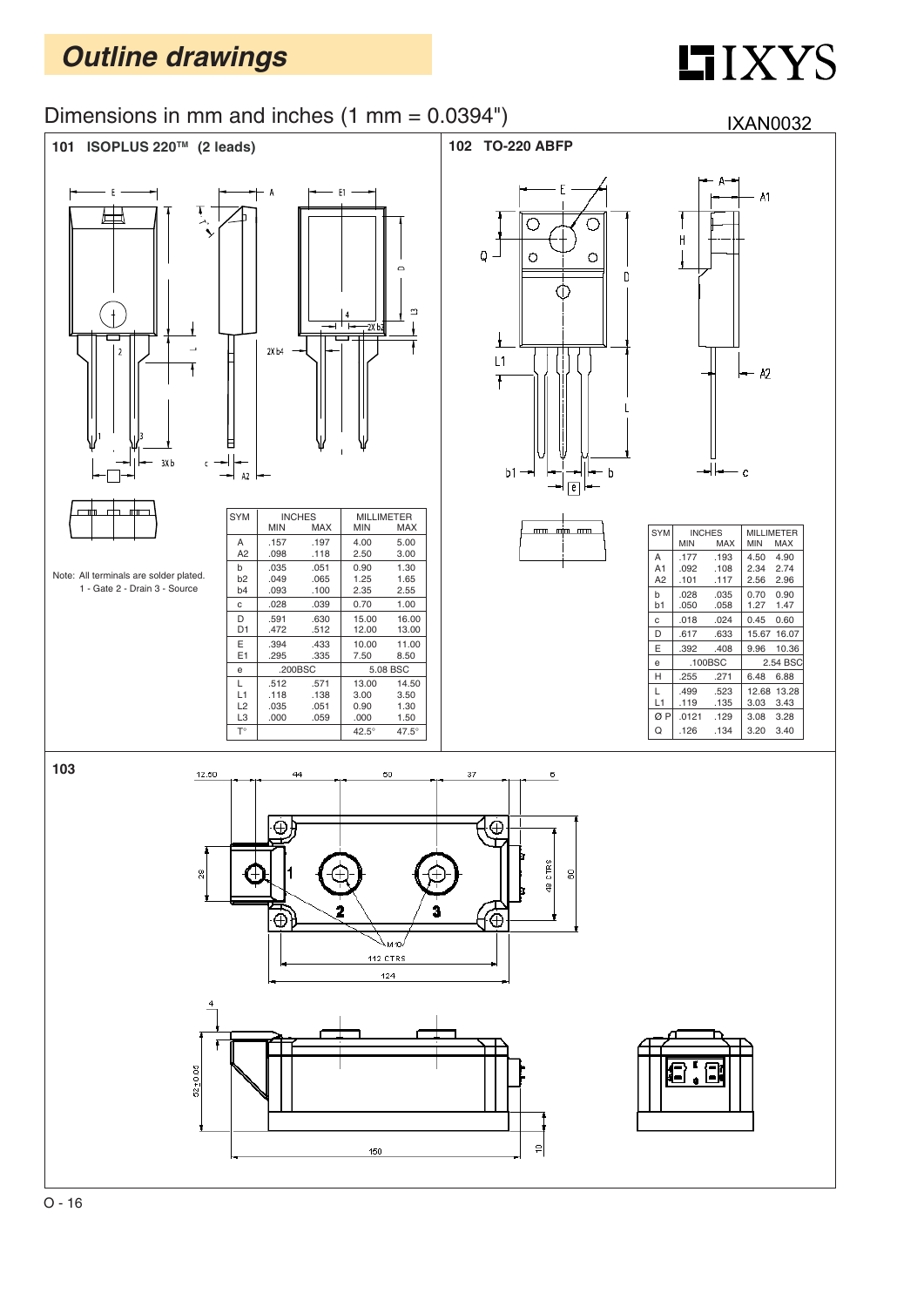# Outline drawings

Dimensions in mm and inches (1 mm = 0.0394")

IXAN0032

## 101 ISOPLUS 220™ (2 leads)

Note: All terminals are solder plated.
1 - Gate 2 - Drain 3 - Source

| SYM | INCHES | | MILLIMETER | |
|---|---|---|---|---|
| | MIN | MAX | MIN | MAX |
| A | .157 | .197 | 4.00 | 5.00 |
| A2 | .098 | .118 | 2.50 | 3.00 |
| b | .035 | .051 | 0.90 | 1.30 |
| b2 | .049 | .065 | 1.25 | 1.65 |
| b4 | .093 | .100 | 2.35 | 2.55 |
| c | .028 | .039 | 0.70 | 1.00 |
| D | .591 | .630 | 15.00 | 16.00 |
| D1 | .472 | .512 | 12.00 | 13.00 |
| E | .394 | .433 | 10.00 | 11.00 |
| E1 | .295 | .335 | 7.50 | 8.50 |
| e | .200BSC | | 5.08 BSC | |
| L | .512 | .571 | 13.00 | 14.50 |
| L1 | .118 | .138 | 3.00 | 3.50 |
| L2 | .035 | .051 | 0.90 | 1.30 |
| L3 | .000 | .059 | .000 | 1.50 |
| T° | | | 42.5° | 47.5° |

## 102 TO-220 ABFP

| SYM | INCHES | | MILLIMETER | |
|---|---|---|---|---|
| | MIN | MAX | MIN | MAX |
| A | .177 | .193 | 4.50 | 4.90 |
| A1 | .092 | .108 | 2.34 | 2.74 |
| A2 | .101 | .117 | 2.56 | 2.96 |
| b | .028 | .035 | 0.70 | 0.90 |
| b1 | .050 | .058 | 1.27 | 1.47 |
| c | .018 | .024 | 0.45 | 0.60 |
| D | .617 | .633 | 15.67 | 16.07 |
| E | .392 | .408 | 9.96 | 10.36 |
| e | .100BSC | | 2.54 BSC | |
| H | .255 | .271 | 6.48 | 6.88 |
| L | .499 | .523 | 12.68 | 13.28 |
| L1 | .119 | .135 | 3.03 | 3.43 |
| Ø P | .0121 | .129 | 3.08 | 3.28 |
| Q | .126 | .134 | 3.20 | 3.40 |

## 103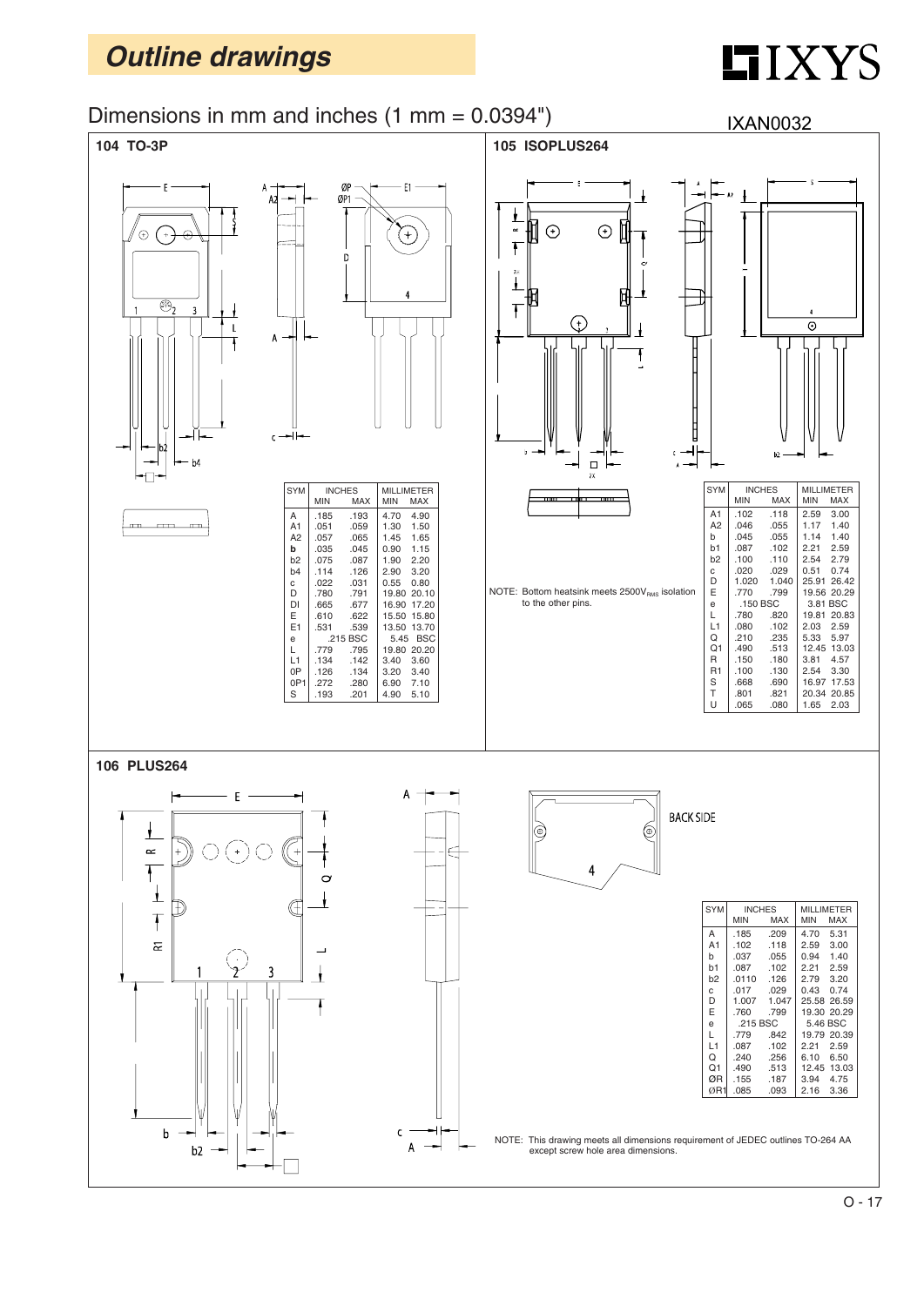# Outline drawings

IXYS

Dimensions in mm and inches (1 mm = 0.0394")

IXAN0032

## 104 TO-3P

| SYM | INCHES MIN | INCHES MAX | MILLIMETER MIN | MILLIMETER MAX |
|---|---|---|---|---|
| A | .185 | .193 | 4.70 | 4.90 |
| A1 | .051 | .059 | 1.30 | 1.50 |
| A2 | .057 | .065 | 1.45 | 1.65 |
| b | .035 | .045 | 0.90 | 1.15 |
| b2 | .075 | .087 | 1.90 | 2.20 |
| b4 | .114 | .126 | 2.90 | 3.20 |
| c | .022 | .031 | 0.55 | 0.80 |
| D | .780 | .791 | 19.80 | 20.10 |
| DI | .665 | .677 | 16.90 | 17.20 |
| E | .610 | .622 | 15.50 | 15.80 |
| E1 | .531 | .539 | 13.50 | 13.70 |
| e | .215 BSC | | 5.45 BSC | |
| L | .779 | .795 | 19.80 | 20.20 |
| L1 | .134 | .142 | 3.40 | 3.60 |
| 0P | .126 | .134 | 3.20 | 3.40 |
| 0P1 | .272 | .280 | 6.90 | 7.10 |
| S | .193 | .201 | 4.90 | 5.10 |

## 105 ISOPLUS264

NOTE: Bottom heatsink meets 2500$V_{RMS}$ isolation to the other pins.

| SYM | INCHES MIN | INCHES MAX | MILLIMETER MIN | MILLIMETER MAX |
|---|---|---|---|---|
| A1 | .102 | .118 | 2.59 | 3.00 |
| A2 | .046 | .055 | 1.17 | 1.40 |
| b | .045 | .055 | 1.14 | 1.40 |
| b1 | .087 | .102 | 2.21 | 2.59 |
| b2 | .100 | .110 | 2.54 | 2.79 |
| c | .020 | .029 | 0.51 | 0.74 |
| D | 1.020 | 1.040 | 25.91 | 26.42 |
| E | .770 | .799 | 19.56 | 20.29 |
| e | .150 BSC | | 3.81 BSC | |
| L | .780 | .820 | 19.81 | 20.83 |
| L1 | .080 | .102 | 2.03 | 2.59 |
| Q | .210 | .235 | 5.33 | 5.97 |
| Q1 | .490 | .513 | 12.45 | 13.03 |
| R | .150 | .180 | 3.81 | 4.57 |
| R1 | .100 | .130 | 2.54 | 3.30 |
| S | .668 | .690 | 16.97 | 17.53 |
| T | .801 | .821 | 20.34 | 20.85 |
| U | .065 | .080 | 1.65 | 2.03 |

## 106 PLUS264

BACK SIDE

| SYM | INCHES MIN | INCHES MAX | MILLIMETER MIN | MILLIMETER MAX |
|---|---|---|---|---|
| A | .185 | .209 | 4.70 | 5.31 |
| A1 | .102 | .118 | 2.59 | 3.00 |
| b | .037 | .055 | 0.94 | 1.40 |
| b1 | .087 | .102 | 2.21 | 2.59 |
| b2 | .0110 | .126 | 2.79 | 3.20 |
| c | .017 | .029 | 0.43 | 0.74 |
| D | 1.007 | 1.047 | 25.58 | 26.59 |
| E | .760 | .799 | 19.30 | 20.29 |
| e | .215 BSC | | 5.46 BSC | |
| L | .779 | .842 | 19.79 | 20.39 |
| L1 | .087 | .102 | 2.21 | 2.59 |
| Q | .240 | .256 | 6.10 | 6.50 |
| Q1 | .490 | .513 | 12.45 | 13.03 |
| ØR | .155 | .187 | 3.94 | 4.75 |
| ØR1 | .085 | .093 | 2.16 | 3.36 |

NOTE: This drawing meets all dimensions requirement of JEDEC outlines TO-264 AA except screw hole area dimensions.